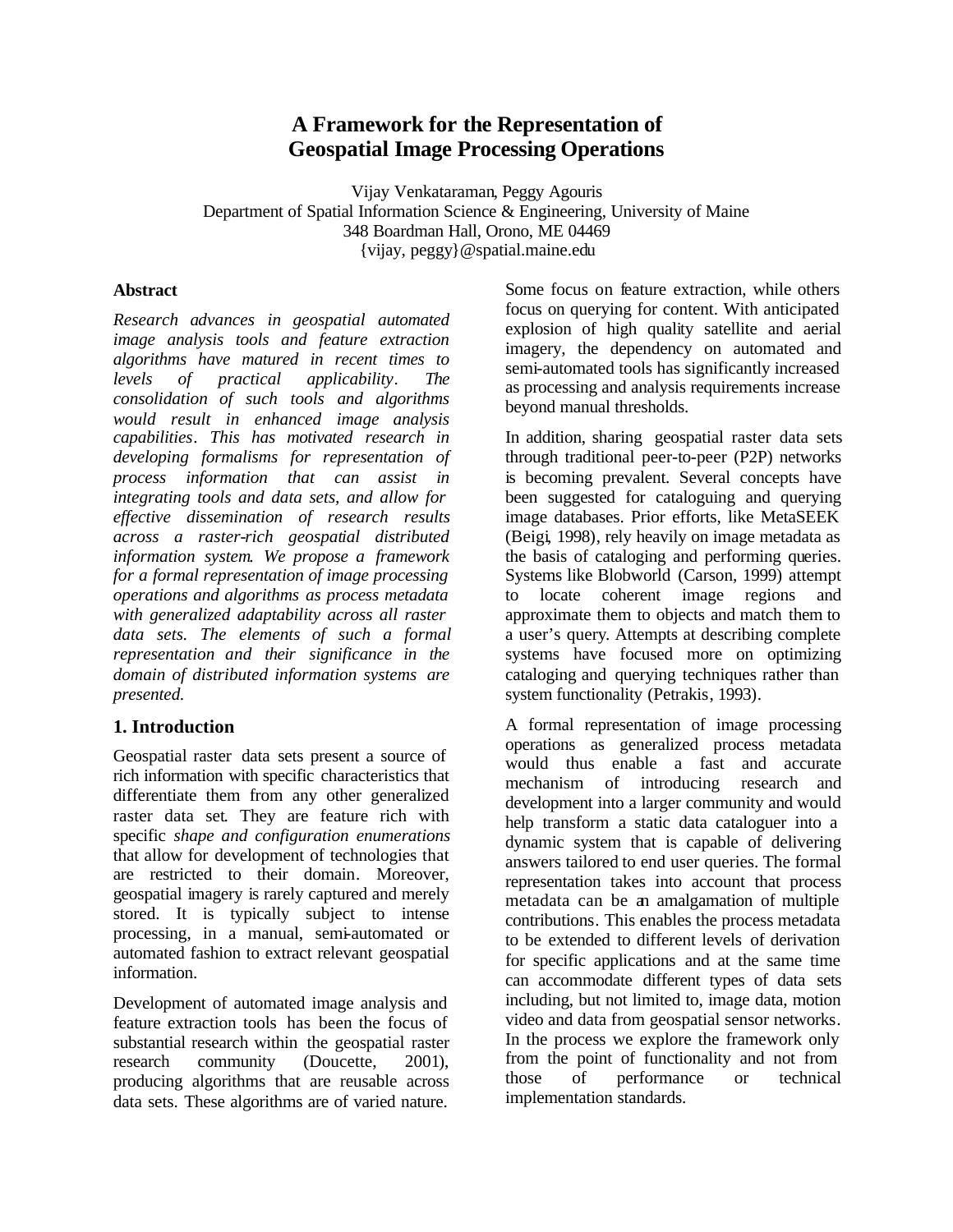# A Framework for the Representation of Geospatial Image Processing Operations

Vijay Venkataraman, Peggy Agouris
Department of Spatial Information Science & Engineering, University of Maine
348 Boardman Hall, Orono, ME 04469
{vijay, peggy}@spatial.maine.edu

### Abstract

*Research advances in geospatial automated image analysis tools and feature extraction algorithms have matured in recent times to levels of practical applicability. The consolidation of such tools and algorithms would result in enhanced image analysis capabilities. This has motivated research in developing formalisms for representation of process information that can assist in integrating tools and data sets, and allow for effective dissemination of research results across a raster-rich geospatial distributed information system. We propose a framework for a formal representation of image processing operations and algorithms as process metadata with generalized adaptability across all raster data sets. The elements of such a formal representation and their significance in the domain of distributed information systems are presented.*

## 1. Introduction

Geospatial raster data sets present a source of rich information with specific characteristics that differentiate them from any other generalized raster data set. They are feature rich with specific *shape and configuration enumerations* that allow for development of technologies that are restricted to their domain. Moreover, geospatial imagery is rarely captured and merely stored. It is typically subject to intense processing, in a manual, semi-automated or automated fashion to extract relevant geospatial information.

Development of automated image analysis and feature extraction tools has been the focus of substantial research within the geospatial raster research community (Doucette, 2001), producing algorithms that are reusable across data sets. These algorithms are of varied nature. Some focus on feature extraction, while others focus on querying for content. With anticipated explosion of high quality satellite and aerial imagery, the dependency on automated and semi-automated tools has significantly increased as processing and analysis requirements increase beyond manual thresholds.

In addition, sharing geospatial raster data sets through traditional peer-to-peer (P2P) networks is becoming prevalent. Several concepts have been suggested for cataloguing and querying image databases. Prior efforts, like MetaSEEK (Beigi, 1998), rely heavily on image metadata as the basis of cataloging and performing queries. Systems like Blobworld (Carson, 1999) attempt to locate coherent image regions and approximate them to objects and match them to a user's query. Attempts at describing complete systems have focused more on optimizing cataloging and querying techniques rather than system functionality (Petrakis, 1993).

A formal representation of image processing operations as generalized process metadata would thus enable a fast and accurate mechanism of introducing research and development into a larger community and would help transform a static data cataloguer into a dynamic system that is capable of delivering answers tailored to end user queries. The formal representation takes into account that process metadata can be an amalgamation of multiple contributions. This enables the process metadata to be extended to different levels of derivation for specific applications and at the same time can accommodate different types of data sets including, but not limited to, image data, motion video and data from geospatial sensor networks. In the process we explore the framework only from the point of functionality and not from those of performance or technical implementation standards.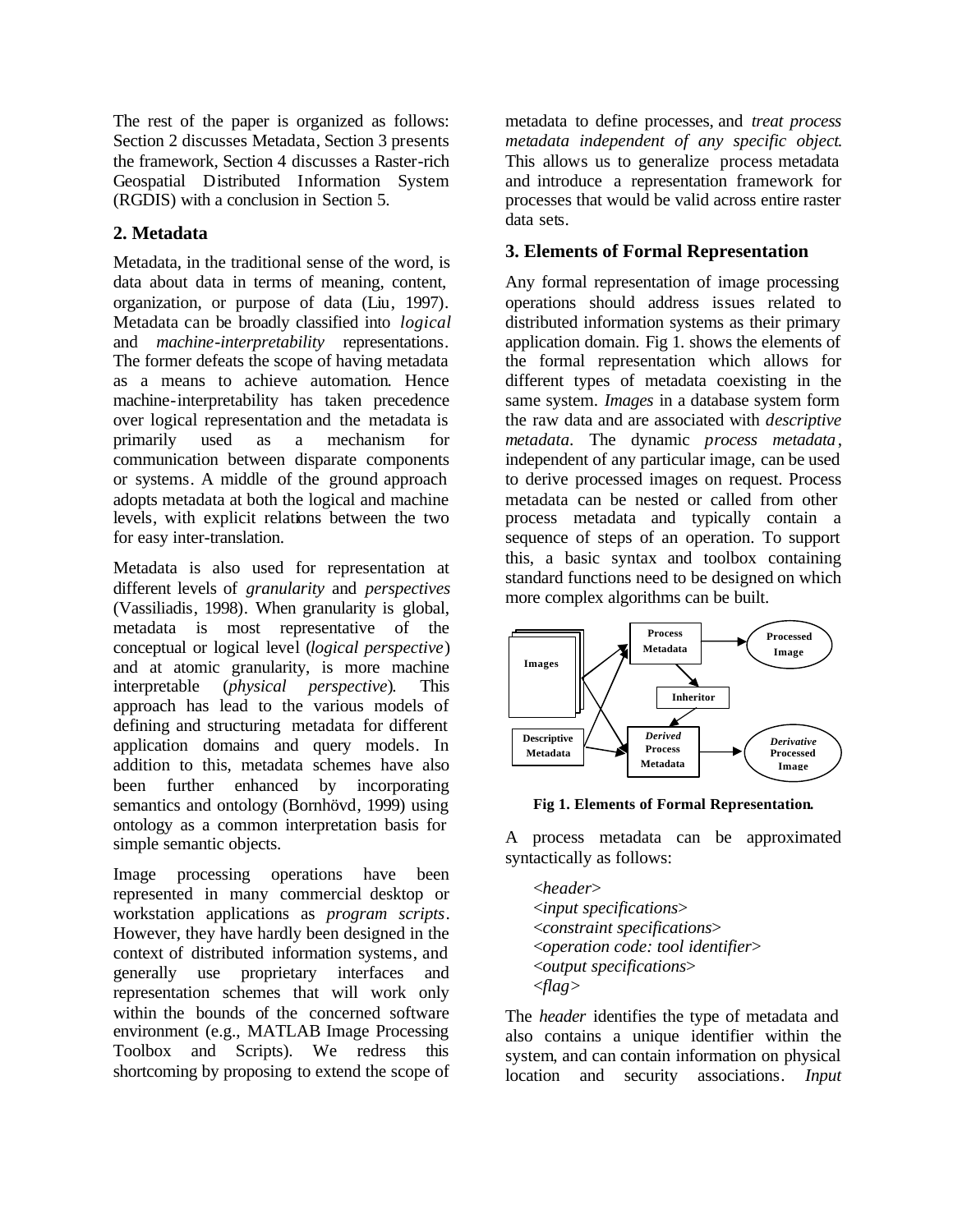The rest of the paper is organized as follows: Section 2 discusses Metadata, Section 3 presents the framework, Section 4 discusses a Raster-rich Geospatial Distributed Information System (RGDIS) with a conclusion in Section 5.

## 2. Metadata

Metadata, in the traditional sense of the word, is data about data in terms of meaning, content, organization, or purpose of data (Liu, 1997). Metadata can be broadly classified into *logical* and *machine-interpretability* representations. The former defeats the scope of having metadata as a means to achieve automation. Hence machine-interpretability has taken precedence over logical representation and the metadata is primarily used as a mechanism for communication between disparate components or systems. A middle of the ground approach adopts metadata at both the logical and machine levels, with explicit relations between the two for easy inter-translation.

Metadata is also used for representation at different levels of *granularity* and *perspectives* (Vassiliadis, 1998). When granularity is global, metadata is most representative of the conceptual or logical level (*logical perspective*) and at atomic granularity, is more machine interpretable (*physical perspective*). This approach has lead to the various models of defining and structuring metadata for different application domains and query models. In addition to this, metadata schemes have also been further enhanced by incorporating semantics and ontology (Bornhövd, 1999) using ontology as a common interpretation basis for simple semantic objects.

Image processing operations have been represented in many commercial desktop or workstation applications as *program scripts*. However, they have hardly been designed in the context of distributed information systems, and generally use proprietary interfaces and representation schemes that will work only within the bounds of the concerned software environment (e.g., MATLAB Image Processing Toolbox and Scripts). We redress this shortcoming by proposing to extend the scope of metadata to define processes, and *treat process metadata independent of any specific object*. This allows us to generalize process metadata and introduce a representation framework for processes that would be valid across entire raster data sets.

## 3. Elements of Formal Representation

Any formal representation of image processing operations should address issues related to distributed information systems as their primary application domain. Fig 1. shows the elements of the formal representation which allows for different types of metadata coexisting in the same system. *Images* in a database system form the raw data and are associated with *descriptive metadata*. The dynamic *process metadata*, independent of any particular image, can be used to derive processed images on request. Process metadata can be nested or called from other process metadata and typically contain a sequence of steps of an operation. To support this, a basic syntax and toolbox containing standard functions need to be designed on which more complex algorithms can be built.

**Fig 1. Elements of Formal Representation.**

A process metadata can be approximated syntactically as follows:

*<header>*
*<input specifications>*
*<constraint specifications>*
*<operation code: tool identifier>*
*<output specifications>*
*<flag>*

The *header* identifies the type of metadata and also contains a unique identifier within the system, and can contain information on physical location and security associations. *Input*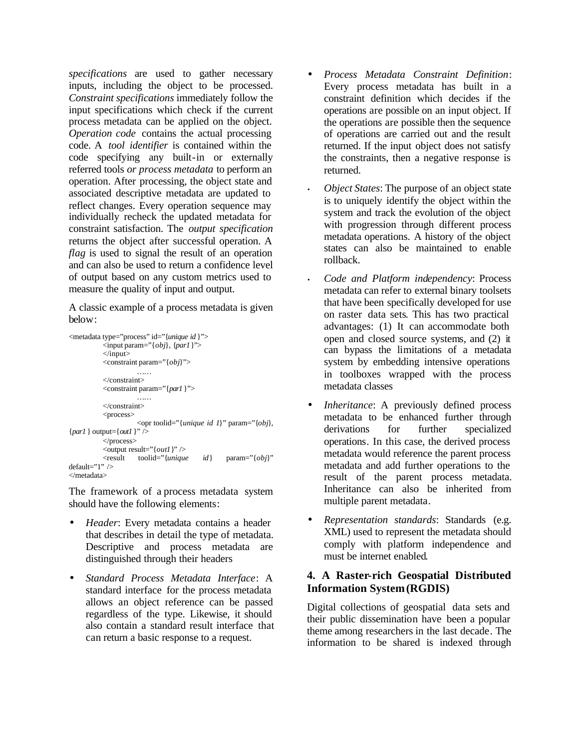*specifications* are used to gather necessary inputs, including the object to be processed. *Constraint specifications* immediately follow the input specifications which check if the current process metadata can be applied on the object. *Operation code* contains the actual processing code. A *tool identifier* is contained within the code specifying any built-in or externally referred tools *or process metadata* to perform an operation. After processing, the object state and associated descriptive metadata are updated to reflect changes. Every operation sequence may individually recheck the updated metadata for constraint satisfaction. The *output specification* returns the object after successful operation. A *flag* is used to signal the result of an operation and can also be used to return a confidence level of output based on any custom metrics used to measure the quality of input and output.

A classic example of a process metadata is given below:

```
<metadata type="process" id="{unique id}">
        <input param="{obj}, {par1}">
        </input>
        <constraint param="{obj}">
                ……
        </constraint>
        <constraint param="{par1}">
                ……
        </constraint>
        <process>
                <opr toolid="{unique id 1}" param="{obj},
{par1} output={out1}" />
        </process>
        <output result="{out1}" />
        <result    toolid="{unique    id}    param="{obj}"
default="1" />
</metadata>
```

The framework of a process metadata system should have the following elements:

- *Header*: Every metadata contains a header that describes in detail the type of metadata. Descriptive and process metadata are distinguished through their headers
- *Standard Process Metadata Interface*: A standard interface for the process metadata allows an object reference can be passed regardless of the type. Likewise, it should also contain a standard result interface that can return a basic response to a request.
- *Process Metadata Constraint Definition*: Every process metadata has built in a constraint definition which decides if the operations are possible on an input object. If the operations are possible then the sequence of operations are carried out and the result returned. If the input object does not satisfy the constraints, then a negative response is returned.
- *Object States*: The purpose of an object state is to uniquely identify the object within the system and track the evolution of the object with progression through different process metadata operations. A history of the object states can also be maintained to enable rollback.
- *Code and Platform independency*: Process metadata can refer to external binary toolsets that have been specifically developed for use on raster data sets. This has two practical advantages: (1) It can accommodate both open and closed source systems, and (2) it can bypass the limitations of a metadata system by embedding intensive operations in toolboxes wrapped with the process metadata classes
- *Inheritance*: A previously defined process metadata to be enhanced further through derivations for further specialized operations. In this case, the derived process metadata would reference the parent process metadata and add further operations to the result of the parent process metadata. Inheritance can also be inherited from multiple parent metadata.
- *Representation standards*: Standards (e.g. XML) used to represent the metadata should comply with platform independence and must be internet enabled.

## 4. A Raster-rich Geospatial Distributed Information System (RGDIS)

Digital collections of geospatial data sets and their public dissemination have been a popular theme among researchers in the last decade. The information to be shared is indexed through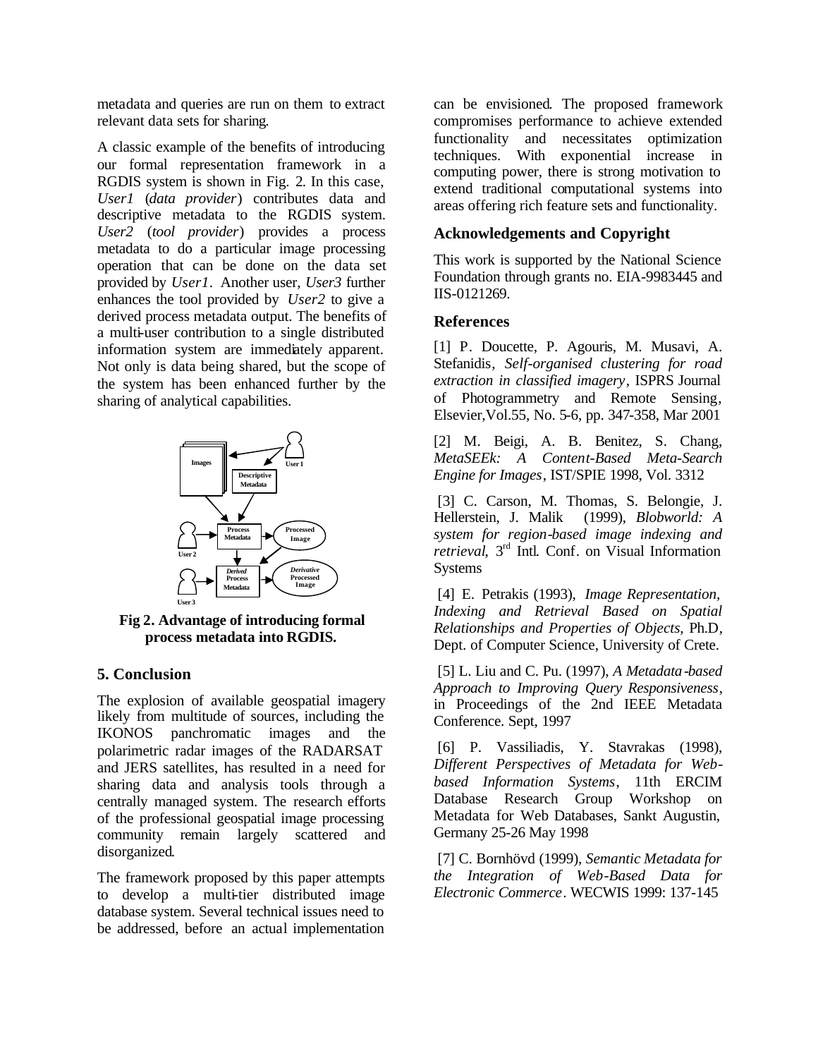metadata and queries are run on them to extract relevant data sets for sharing.

A classic example of the benefits of introducing our formal representation framework in a RGDIS system is shown in Fig. 2. In this case, *User1* (*data provider*) contributes data and descriptive metadata to the RGDIS system. *User2* (*tool provider*) provides a process metadata to do a particular image processing operation that can be done on the data set provided by *User1*. Another user, *User3* further enhances the tool provided by *User2* to give a derived process metadata output. The benefits of a multi-user contribution to a single distributed information system are immediately apparent. Not only is data being shared, but the scope of the system has been enhanced further by the sharing of analytical capabilities.

Images
Descriptive Metadata
User 1
Process Metadata
Processed Image
User 2
*Derived* Process Metadata
*Derivative* Processed Image
User 3

**Fig 2. Advantage of introducing formal process metadata into RGDIS.**

## 5. Conclusion

The explosion of available geospatial imagery likely from multitude of sources, including the IKONOS panchromatic images and the polarimetric radar images of the RADARSAT and JERS satellites, has resulted in a need for sharing data and analysis tools through a centrally managed system. The research efforts of the professional geospatial image processing community remain largely scattered and disorganized.

The framework proposed by this paper attempts to develop a multi-tier distributed image database system. Several technical issues need to be addressed, before an actual implementation can be envisioned. The proposed framework compromises performance to achieve extended functionality and necessitates optimization techniques. With exponential increase in computing power, there is strong motivation to extend traditional computational systems into areas offering rich feature sets and functionality.

## Acknowledgements and Copyright

This work is supported by the National Science Foundation through grants no. EIA-9983445 and IIS-0121269.

## References

[1] P. Doucette, P. Agouris, M. Musavi, A. Stefanidis, *Self-organised clustering for road extraction in classified imagery*, ISPRS Journal of Photogrammetry and Remote Sensing, Elsevier,Vol.55, No. 5-6, pp. 347-358, Mar 2001

[2] M. Beigi, A. B. Benitez, S. Chang, *MetaSEEk: A Content-Based Meta-Search Engine for Images*, IST/SPIE 1998, Vol. 3312

[3] C. Carson, M. Thomas, S. Belongie, J. Hellerstein, J. Malik (1999), *Blobworld: A system for region-based image indexing and retrieval*, 3rd Intl. Conf. on Visual Information Systems

[4] E. Petrakis (1993), *Image Representation, Indexing and Retrieval Based on Spatial Relationships and Properties of Objects*, Ph.D, Dept. of Computer Science, University of Crete.

[5] L. Liu and C. Pu. (1997), *A Metadata-based Approach to Improving Query Responsiveness*, in Proceedings of the 2nd IEEE Metadata Conference. Sept, 1997

[6] P. Vassiliadis, Y. Stavrakas (1998), *Different Perspectives of Metadata for Web-based Information Systems*, 11th ERCIM Database Research Group Workshop on Metadata for Web Databases, Sankt Augustin, Germany 25-26 May 1998

[7] C. Bornhövd (1999), *Semantic Metadata for the Integration of Web-Based Data for Electronic Commerce*. WECWIS 1999: 137-145